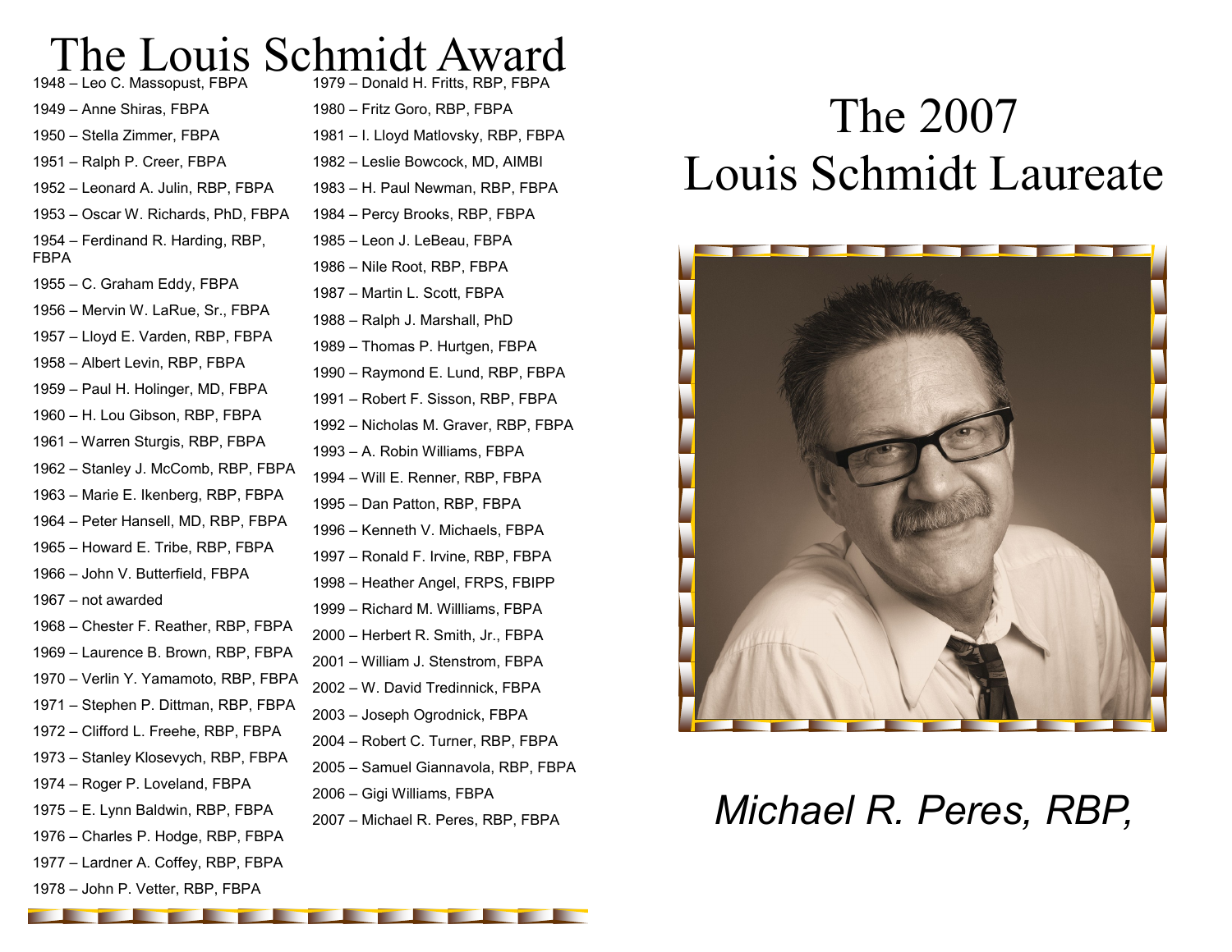# The Louis Schmidt Award

1948 – Leo C. Massopust, FBPA

1949 – Anne Shiras, FBPA

1950 – Stella Zimmer, FBPA

1951 – Ralph P. Creer, FBPA

1952 – Leonard A. Julin, RBP, FBPA

1953 – Oscar W. Richards, PhD, FBPA

1954 – Ferdinand R. Harding, RBP, FBPA

1955 – C. Graham Eddy, FBPA

1956 – Mervin W. LaRue, Sr., FBPA

1957 – Lloyd E. Varden, RBP, FBPA

1958 – Albert Levin, RBP, FBPA

1959 – Paul H. Holinger, MD, FBPA

1960 – H. Lou Gibson, RBP, FBPA

1961 – Warren Sturgis, RBP, FBPA

1962 – Stanley J. McComb, RBP, FBPA

1963 – Marie E. Ikenberg, RBP, FBPA

1964 – Peter Hansell, MD, RBP, FBPA

1965 – Howard E. Tribe, RBP, FBPA

1966 – John V. Butterfield, FBPA

1967 – not awarded

1968 – Chester F. Reather, RBP, FBPA

1969 – Laurence B. Brown, RBP, FBPA

1970 – Verlin Y. Yamamoto, RBP, FBPA

1971 – Stephen P. Dittman, RBP, FBPA

1972 – Clifford L. Freehe, RBP, FBPA

1973 – Stanley Klosevych, RBP, FBPA

1974 – Roger P. Loveland, FBPA

1975 – E. Lynn Baldwin, RBP, FBPA

1976 – Charles P. Hodge, RBP, FBPA

1977 – Lardner A. Coffey, RBP, FBPA

1978 – John P. Vetter, RBP, FBPA

1979 – Donald H. Fritts, RBP, FBPA

1980 – Fritz Goro, RBP, FBPA

1981 – I. Lloyd Matlovsky, RBP, FBPA

1982 – Leslie Bowcock, MD, AIMBI

1983 – H. Paul Newman, RBP, FBPA

1984 – Percy Brooks, RBP, FBPA

1985 – Leon J. LeBeau, FBPA

1986 – Nile Root, RBP, FBPA

1987 – Martin L. Scott, FBPA

1988 – Ralph J. Marshall, PhD

1989 – Thomas P. Hurtgen, FBPA

1990 – Raymond E. Lund, RBP, FBPA

1991 – Robert F. Sisson, RBP, FBPA

1992 – Nicholas M. Graver, RBP, FBPA

1993 – A. Robin Williams, FBPA

1994 – Will E. Renner, RBP, FBPA

1995 – Dan Patton, RBP, FBPA

1996 – Kenneth V. Michaels, FBPA

1997 – Ronald F. Irvine, RBP, FBPA

1998 – Heather Angel, FRPS, FBIPP

1999 – Richard M. Willliams, FBPA

2000 – Herbert R. Smith, Jr., FBPA

2001 – William J. Stenstrom, FBPA

2002 – W. David Tredinnick, FBPA

2003 – Joseph Ogrodnick, FBPA

2004 – Robert C. Turner, RBP, FBPA

2005 – Samuel Giannavola, RBP, FBPA

2006 – Gigi Williams, FBPA

2007 – Michael R. Peres, RBP, FBPA

# The 2007 Louis Schmidt Laureate

*Michael R. Peres, RBP,*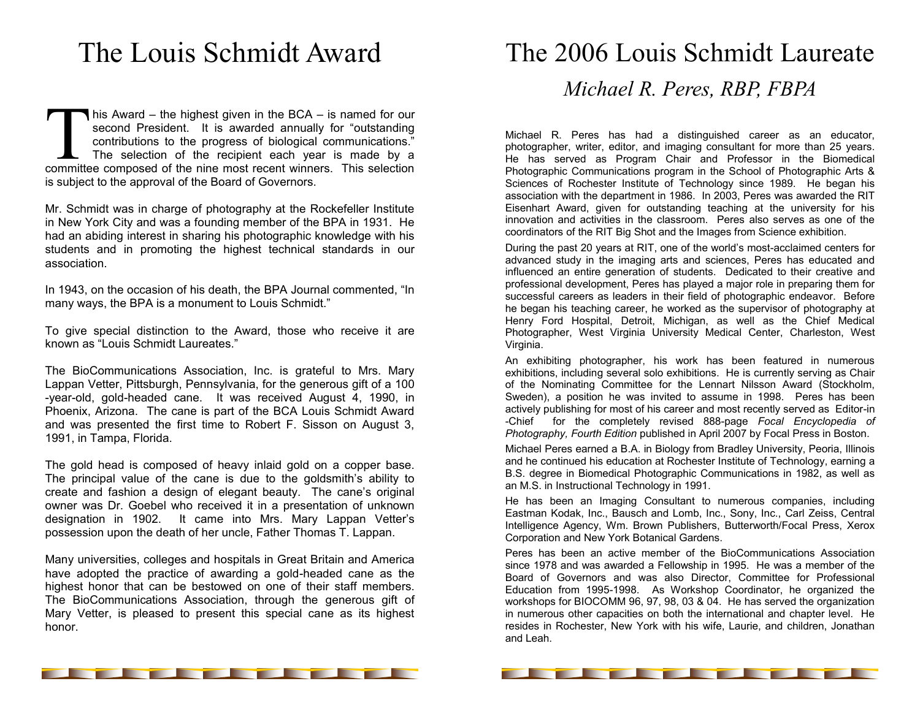# The Louis Schmidt Award

This Award – the highest given in the BCA – is named for our second President. It is awarded annually for "outstanding contributions to the progress of biological communications." The selection of the recipient each year is made by a committee composed of the nine most recent winners. This selection is subject to the approval of the Board of Governors.

Mr. Schmidt was in charge of photography at the Rockefeller Institute in New York City and was a founding member of the BPA in 1931. He had an abiding interest in sharing his photographic knowledge with his students and in promoting the highest technical standards in our association.

In 1943, on the occasion of his death, the BPA Journal commented, "In many ways, the BPA is a monument to Louis Schmidt."

To give special distinction to the Award, those who receive it are known as "Louis Schmidt Laureates."

The BioCommunications Association, Inc. is grateful to Mrs. Mary Lappan Vetter, Pittsburgh, Pennsylvania, for the generous gift of a 100-year-old, gold-headed cane. It was received August 4, 1990, in Phoenix, Arizona. The cane is part of the BCA Louis Schmidt Award and was presented the first time to Robert F. Sisson on August 3, 1991, in Tampa, Florida.

The gold head is composed of heavy inlaid gold on a copper base. The principal value of the cane is due to the goldsmith's ability to create and fashion a design of elegant beauty. The cane's original owner was Dr. Goebel who received it in a presentation of unknown designation in 1902. It came into Mrs. Mary Lappan Vetter's possession upon the death of her uncle, Father Thomas T. Lappan.

Many universities, colleges and hospitals in Great Britain and America have adopted the practice of awarding a gold-headed cane as the highest honor that can be bestowed on one of their staff members. The BioCommunications Association, through the generous gift of Mary Vetter, is pleased to present this special cane as its highest honor.

# The 2006 Louis Schmidt Laureate

## *Michael R. Peres, RBP, FBPA*

Michael R. Peres has had a distinguished career as an educator, photographer, writer, editor, and imaging consultant for more than 25 years. He has served as Program Chair and Professor in the Biomedical Photographic Communications program in the School of Photographic Arts & Sciences of Rochester Institute of Technology since 1989. He began his association with the department in 1986. In 2003, Peres was awarded the RIT Eisenhart Award, given for outstanding teaching at the university for his innovation and activities in the classroom. Peres also serves as one of the coordinators of the RIT Big Shot and the Images from Science exhibition.

During the past 20 years at RIT, one of the world's most-acclaimed centers for advanced study in the imaging arts and sciences, Peres has educated and influenced an entire generation of students. Dedicated to their creative and professional development, Peres has played a major role in preparing them for successful careers as leaders in their field of photographic endeavor. Before he began his teaching career, he worked as the supervisor of photography at Henry Ford Hospital, Detroit, Michigan, as well as the Chief Medical Photographer, West Virginia University Medical Center, Charleston, West Virginia.

An exhibiting photographer, his work has been featured in numerous exhibitions, including several solo exhibitions. He is currently serving as Chair of the Nominating Committee for the Lennart Nilsson Award (Stockholm, Sweden), a position he was invited to assume in 1998. Peres has been actively publishing for most of his career and most recently served as Editor-in-Chief for the completely revised 888-page *Focal Encyclopedia of Photography, Fourth Edition* published in April 2007 by Focal Press in Boston.

Michael Peres earned a B.A. in Biology from Bradley University, Peoria, Illinois and he continued his education at Rochester Institute of Technology, earning a B.S. degree in Biomedical Photographic Communications in 1982, as well as an M.S. in Instructional Technology in 1991.

He has been an Imaging Consultant to numerous companies, including Eastman Kodak, Inc., Bausch and Lomb, Inc., Sony, Inc., Carl Zeiss, Central Intelligence Agency, Wm. Brown Publishers, Butterworth/Focal Press, Xerox Corporation and New York Botanical Gardens.

Peres has been an active member of the BioCommunications Association since 1978 and was awarded a Fellowship in 1995. He was a member of the Board of Governors and was also Director, Committee for Professional Education from 1995-1998. As Workshop Coordinator, he organized the workshops for BIOCOMM 96, 97, 98, 03 & 04. He has served the organization in numerous other capacities on both the international and chapter level. He resides in Rochester, New York with his wife, Laurie, and children, Jonathan and Leah.